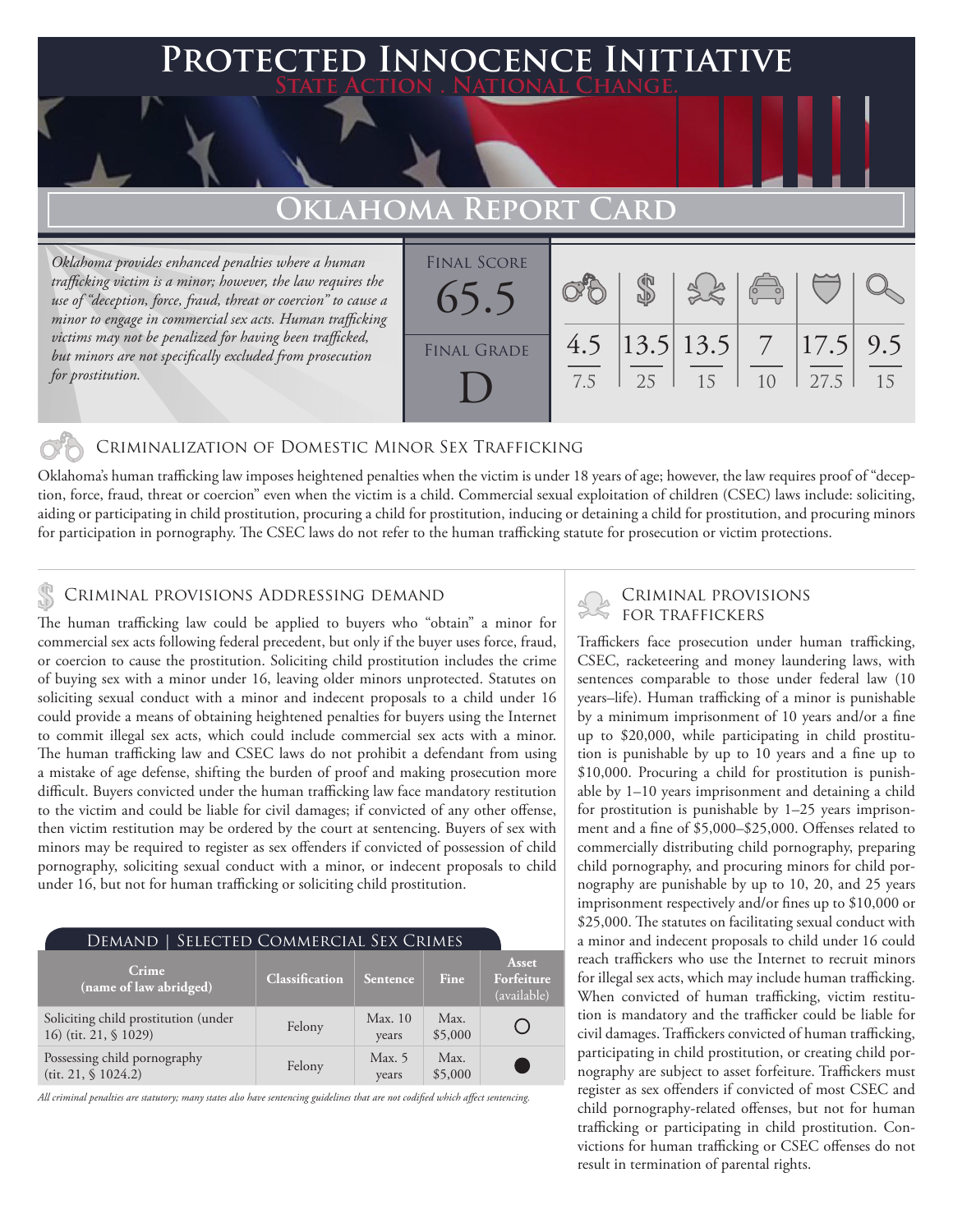# Protected Innocence Initiative

**State Action . National Change.**

## Oklahoma Report Card

*Oklahoma provides enhanced penalties where a human trafficking victim is a minor; however, the law requires the use of "deception, force, fraud, threat or coercion" to cause a minor to engage in commercial sex acts. Human trafficking victims may not be penalized for having been trafficked, but minors are not specifically excluded from prosecution for prostitution.*

| Final Score | Final Grade |
|---|---|
| 65.5 | D |

| Criminalization of Domestic Minor Sex Trafficking | Criminal Provisions Addressing Demand | Criminal Provisions for Traffickers | Criminal Provisions for Facilitators | Protective Provisions for the Child Victims | Criminal Justice Tools for Investigation and Prosecution |
|---|---|---|---|---|---|
| 4.5 / 7.5 | 13.5 / 25 | 13.5 / 15 | 7 / 10 | 17.5 / 27.5 | 9.5 / 15 |

### Criminalization of Domestic Minor Sex Trafficking

Oklahoma's human trafficking law imposes heightened penalties when the victim is under 18 years of age; however, the law requires proof of "deception, force, fraud, threat or coercion" even when the victim is a child. Commercial sexual exploitation of children (CSEC) laws include: soliciting, aiding or participating in child prostitution, procuring a child for prostitution, inducing or detaining a child for prostitution, and procuring minors for participation in pornography. The CSEC laws do not refer to the human trafficking statute for prosecution or victim protections.

### Criminal provisions Addressing demand

The human trafficking law could be applied to buyers who "obtain" a minor for commercial sex acts following federal precedent, but only if the buyer uses force, fraud, or coercion to cause the prostitution. Soliciting child prostitution includes the crime of buying sex with a minor under 16, leaving older minors unprotected. Statutes on soliciting sexual conduct with a minor and indecent proposals to a child under 16 could provide a means of obtaining heightened penalties for buyers using the Internet to commit illegal sex acts, which could include commercial sex acts with a minor. The human trafficking law and CSEC laws do not prohibit a defendant from using a mistake of age defense, shifting the burden of proof and making prosecution more difficult. Buyers convicted under the human trafficking law face mandatory restitution to the victim and could be liable for civil damages; if convicted of any other offense, then victim restitution may be ordered by the court at sentencing. Buyers of sex with minors may be required to register as sex offenders if convicted of possession of child pornography, soliciting sexual conduct with a minor, or indecent proposals to child under 16, but not for human trafficking or soliciting child prostitution.

**Demand | Selected Commercial Sex Crimes**

| Crime (name of law abridged) | Classification | Sentence | Fine | Asset Forfeiture (available) |
|---|---|---|---|---|
| Soliciting child prostitution (under 16) (tit. 21, § 1029) | Felony | Max. 10 years | Max. $5,000 | ○ |
| Possessing child pornography (tit. 21, § 1024.2) | Felony | Max. 5 years | Max. $5,000 | ● |

*All criminal penalties are statutory; many states also have sentencing guidelines that are not codified which affect sentencing.*

### Criminal provisions for traffickers

Traffickers face prosecution under human trafficking, CSEC, racketeering and money laundering laws, with sentences comparable to those under federal law (10 years–life). Human trafficking of a minor is punishable by a minimum imprisonment of 10 years and/or a fine up to $20,000, while participating in child prostitution is punishable by up to 10 years and a fine up to $10,000. Procuring a child for prostitution is punishable by 1–10 years imprisonment and detaining a child for prostitution is punishable by 1–25 years imprisonment and a fine of $5,000–$25,000. Offenses related to commercially distributing child pornography, preparing child pornography, and procuring minors for child pornography are punishable by up to 10, 20, and 25 years imprisonment respectively and/or fines up to $10,000 or $25,000. The statutes on facilitating sexual conduct with a minor and indecent proposals to child under 16 could reach traffickers who use the Internet to recruit minors for illegal sex acts, which may include human trafficking. When convicted of human trafficking, victim restitution is mandatory and the trafficker could be liable for civil damages. Traffickers convicted of human trafficking, participating in child prostitution, or creating child pornography are subject to asset forfeiture. Traffickers must register as sex offenders if convicted of most CSEC and child pornography-related offenses, but not for human trafficking or participating in child prostitution. Convictions for human trafficking or CSEC offenses do not result in termination of parental rights.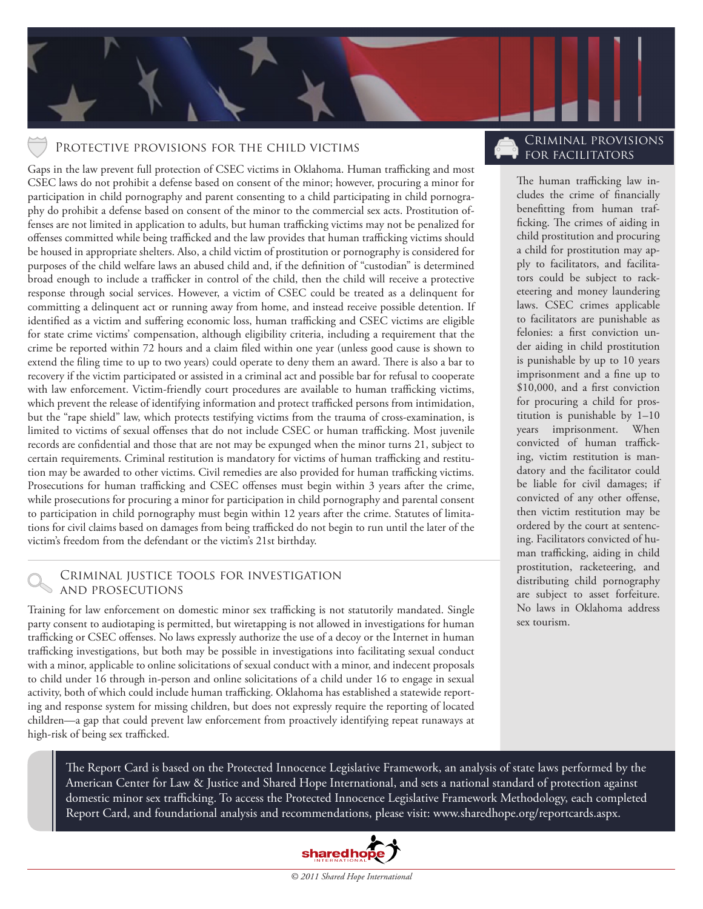## Protective provisions for the child victims

Gaps in the law prevent full protection of CSEC victims in Oklahoma. Human trafficking and most CSEC laws do not prohibit a defense based on consent of the minor; however, procuring a minor for participation in child pornography and parent consenting to a child participating in child pornography do prohibit a defense based on consent of the minor to the commercial sex acts. Prostitution offenses are not limited in application to adults, but human trafficking victims may not be penalized for offenses committed while being trafficked and the law provides that human trafficking victims should be housed in appropriate shelters. Also, a child victim of prostitution or pornography is considered for purposes of the child welfare laws an abused child and, if the definition of "custodian" is determined broad enough to include a trafficker in control of the child, then the child will receive a protective response through social services. However, a victim of CSEC could be treated as a delinquent for committing a delinquent act or running away from home, and instead receive possible detention. If identified as a victim and suffering economic loss, human trafficking and CSEC victims are eligible for state crime victims' compensation, although eligibility criteria, including a requirement that the crime be reported within 72 hours and a claim filed within one year (unless good cause is shown to extend the filing time to up to two years) could operate to deny them an award. There is also a bar to recovery if the victim participated or assisted in a criminal act and possible bar for refusal to cooperate with law enforcement. Victim-friendly court procedures are available to human trafficking victims, which prevent the release of identifying information and protect trafficked persons from intimidation, but the "rape shield" law, which protects testifying victims from the trauma of cross-examination, is limited to victims of sexual offenses that do not include CSEC or human trafficking. Most juvenile records are confidential and those that are not may be expunged when the minor turns 21, subject to certain requirements. Criminal restitution is mandatory for victims of human trafficking and restitution may be awarded to other victims. Civil remedies are also provided for human trafficking victims. Prosecutions for human trafficking and CSEC offenses must begin within 3 years after the crime, while prosecutions for procuring a minor for participation in child pornography and parental consent to participation in child pornography must begin within 12 years after the crime. Statutes of limitations for civil claims based on damages from being trafficked do not begin to run until the later of the victim's freedom from the defendant or the victim's 21st birthday.

## Criminal justice tools for investigation and prosecutions

Training for law enforcement on domestic minor sex trafficking is not statutorily mandated. Single party consent to audiotaping is permitted, but wiretapping is not allowed in investigations for human trafficking or CSEC offenses. No laws expressly authorize the use of a decoy or the Internet in human trafficking investigations, but both may be possible in investigations into facilitating sexual conduct with a minor, applicable to online solicitations of sexual conduct with a minor, and indecent proposals to child under 16 through in-person and online solicitations of a child under 16 to engage in sexual activity, both of which could include human trafficking. Oklahoma has established a statewide reporting and response system for missing children, but does not expressly require the reporting of located children—a gap that could prevent law enforcement from proactively identifying repeat runaways at high-risk of being sex trafficked.

## Criminal provisions for facilitators

The human trafficking law includes the crime of financially benefitting from human trafficking. The crimes of aiding in child prostitution and procuring a child for prostitution may apply to facilitators, and facilitators could be subject to racketeering and money laundering laws. CSEC crimes applicable to facilitators are punishable as felonies: a first conviction under aiding in child prostitution is punishable by up to 10 years imprisonment and a fine up to $10,000, and a first conviction for procuring a child for prostitution is punishable by 1–10 years imprisonment. When convicted of human trafficking, victim restitution is mandatory and the facilitator could be liable for civil damages; if convicted of any other offense, then victim restitution may be ordered by the court at sentencing. Facilitators convicted of human trafficking, aiding in child prostitution, racketeering, and distributing child pornography are subject to asset forfeiture. No laws in Oklahoma address sex tourism.

The Report Card is based on the Protected Innocence Legislative Framework, an analysis of state laws performed by the American Center for Law & Justice and Shared Hope International, and sets a national standard of protection against domestic minor sex trafficking. To access the Protected Innocence Legislative Framework Methodology, each completed Report Card, and foundational analysis and recommendations, please visit: www.sharedhope.org/reportcards.aspx.

shared hope INTERNATIONAL

*© 2011 Shared Hope International*